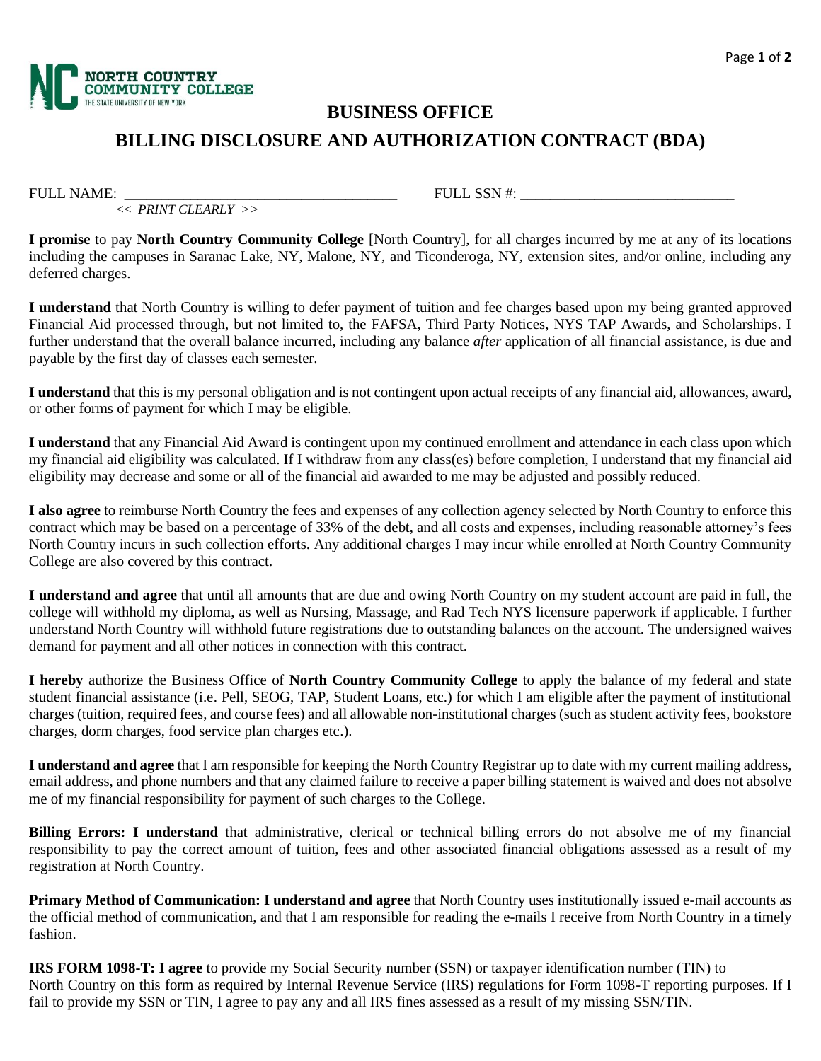NORTH COUNTRY COMMUNITY COLLEGE
THE STATE UNIVERSITY OF NEW YORK

# BUSINESS OFFICE

# BILLING DISCLOSURE AND AUTHORIZATION CONTRACT (BDA)

FULL NAME: ____________________________________ FULL SSN #: ____________________________
*<< PRINT CLEARLY >>*

**I promise** to pay **North Country Community College** [North Country], for all charges incurred by me at any of its locations including the campuses in Saranac Lake, NY, Malone, NY, and Ticonderoga, NY, extension sites, and/or online, including any deferred charges.

**I understand** that North Country is willing to defer payment of tuition and fee charges based upon my being granted approved Financial Aid processed through, but not limited to, the FAFSA, Third Party Notices, NYS TAP Awards, and Scholarships. I further understand that the overall balance incurred, including any balance *after* application of all financial assistance, is due and payable by the first day of classes each semester.

**I understand** that this is my personal obligation and is not contingent upon actual receipts of any financial aid, allowances, award, or other forms of payment for which I may be eligible.

**I understand** that any Financial Aid Award is contingent upon my continued enrollment and attendance in each class upon which my financial aid eligibility was calculated. If I withdraw from any class(es) before completion, I understand that my financial aid eligibility may decrease and some or all of the financial aid awarded to me may be adjusted and possibly reduced.

**I also agree** to reimburse North Country the fees and expenses of any collection agency selected by North Country to enforce this contract which may be based on a percentage of 33% of the debt, and all costs and expenses, including reasonable attorney's fees North Country incurs in such collection efforts. Any additional charges I may incur while enrolled at North Country Community College are also covered by this contract.

**I understand and agree** that until all amounts that are due and owing North Country on my student account are paid in full, the college will withhold my diploma, as well as Nursing, Massage, and Rad Tech NYS licensure paperwork if applicable. I further understand North Country will withhold future registrations due to outstanding balances on the account. The undersigned waives demand for payment and all other notices in connection with this contract.

**I hereby** authorize the Business Office of **North Country Community College** to apply the balance of my federal and state student financial assistance (i.e. Pell, SEOG, TAP, Student Loans, etc.) for which I am eligible after the payment of institutional charges (tuition, required fees, and course fees) and all allowable non-institutional charges (such as student activity fees, bookstore charges, dorm charges, food service plan charges etc.).

**I understand and agree** that I am responsible for keeping the North Country Registrar up to date with my current mailing address, email address, and phone numbers and that any claimed failure to receive a paper billing statement is waived and does not absolve me of my financial responsibility for payment of such charges to the College.

**Billing Errors: I understand** that administrative, clerical or technical billing errors do not absolve me of my financial responsibility to pay the correct amount of tuition, fees and other associated financial obligations assessed as a result of my registration at North Country.

**Primary Method of Communication: I understand and agree** that North Country uses institutionally issued e-mail accounts as the official method of communication, and that I am responsible for reading the e-mails I receive from North Country in a timely fashion.

**IRS FORM 1098-T: I agree** to provide my Social Security number (SSN) or taxpayer identification number (TIN) to North Country on this form as required by Internal Revenue Service (IRS) regulations for Form 1098-T reporting purposes. If I fail to provide my SSN or TIN, I agree to pay any and all IRS fines assessed as a result of my missing SSN/TIN.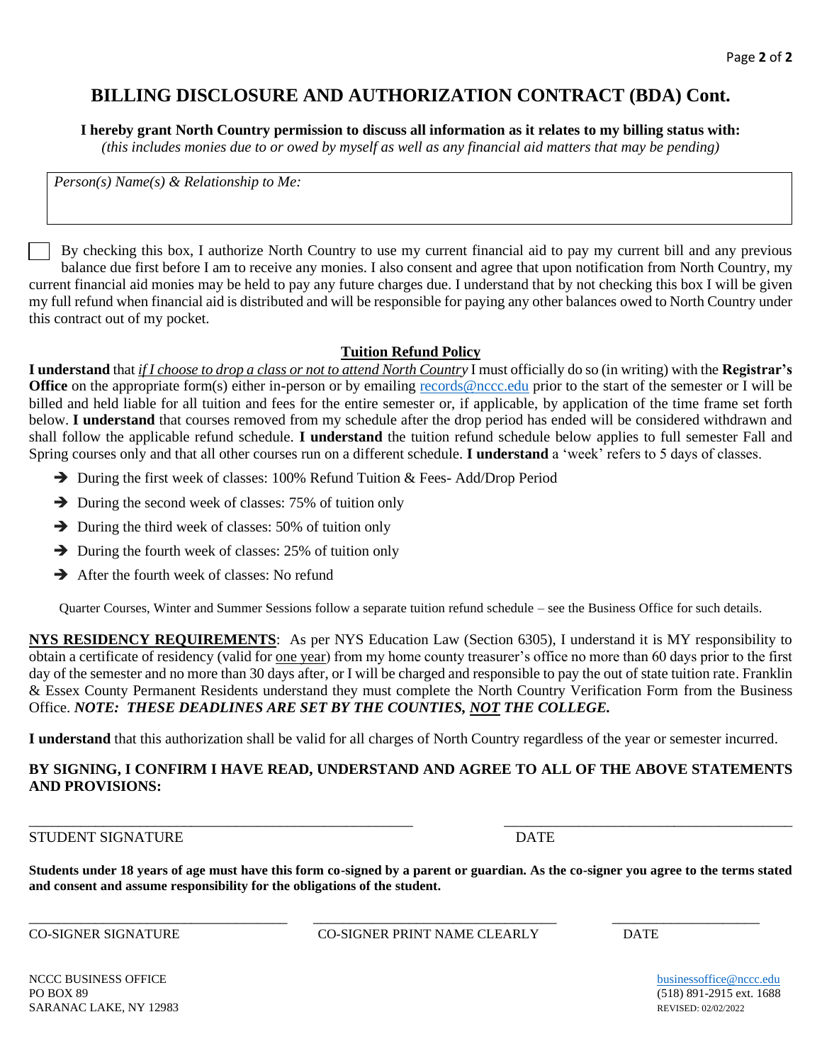# BILLING DISCLOSURE AND AUTHORIZATION CONTRACT (BDA) Cont.

**I hereby grant North Country permission to discuss all information as it relates to my billing status with:**
*(this includes monies due to or owed by myself as well as any financial aid matters that may be pending)*

*Person(s) Name(s) & Relationship to Me:*

☐ By checking this box, I authorize North Country to use my current financial aid to pay my current bill and any previous balance due first before I am to receive any monies. I also consent and agree that upon notification from North Country, my current financial aid monies may be held to pay any future charges due. I understand that by not checking this box I will be given my full refund when financial aid is distributed and will be responsible for paying any other balances owed to North Country under this contract out of my pocket.

## Tuition Refund Policy

**I understand** that *if I choose to drop a class or not to attend North Country* I must officially do so (in writing) with the **Registrar's Office** on the appropriate form(s) either in-person or by emailing records@nccc.edu prior to the start of the semester or I will be billed and held liable for all tuition and fees for the entire semester or, if applicable, by application of the time frame set forth below. **I understand** that courses removed from my schedule after the drop period has ended will be considered withdrawn and shall follow the applicable refund schedule. **I understand** the tuition refund schedule below applies to full semester Fall and Spring courses only and that all other courses run on a different schedule. **I understand** a 'week' refers to 5 days of classes.

- ➔ During the first week of classes: 100% Refund Tuition & Fees- Add/Drop Period
- ➔ During the second week of classes: 75% of tuition only
- ➔ During the third week of classes: 50% of tuition only
- ➔ During the fourth week of classes: 25% of tuition only
- ➔ After the fourth week of classes: No refund

Quarter Courses, Winter and Summer Sessions follow a separate tuition refund schedule – see the Business Office for such details.

**NYS RESIDENCY REQUIREMENTS**: As per NYS Education Law (Section 6305), I understand it is MY responsibility to obtain a certificate of residency (valid for one year) from my home county treasurer's office no more than 60 days prior to the first day of the semester and no more than 30 days after, or I will be charged and responsible to pay the out of state tuition rate. Franklin & Essex County Permanent Residents understand they must complete the North Country Verification Form from the Business Office. ***NOTE: THESE DEADLINES ARE SET BY THE COUNTIES, NOT THE COLLEGE.***

**I understand** that this authorization shall be valid for all charges of North Country regardless of the year or semester incurred.

**BY SIGNING, I CONFIRM I HAVE READ, UNDERSTAND AND AGREE TO ALL OF THE ABOVE STATEMENTS AND PROVISIONS:**

_______________________________________ STUDENT SIGNATURE

_______________________________ DATE

**Students under 18 years of age must have this form co-signed by a parent or guardian. As the co-signer you agree to the terms stated and consent and assume responsibility for the obligations of the student.**

___________________________ CO-SIGNER SIGNATURE

___________________________ CO-SIGNER PRINT NAME CLEARLY

_______________ DATE

NCCC BUSINESS OFFICE
PO BOX 89
SARANAC LAKE, NY 12983

businessoffice@nccc.edu
(518) 891-2915 ext. 1688
REVISED: 02/02/2022